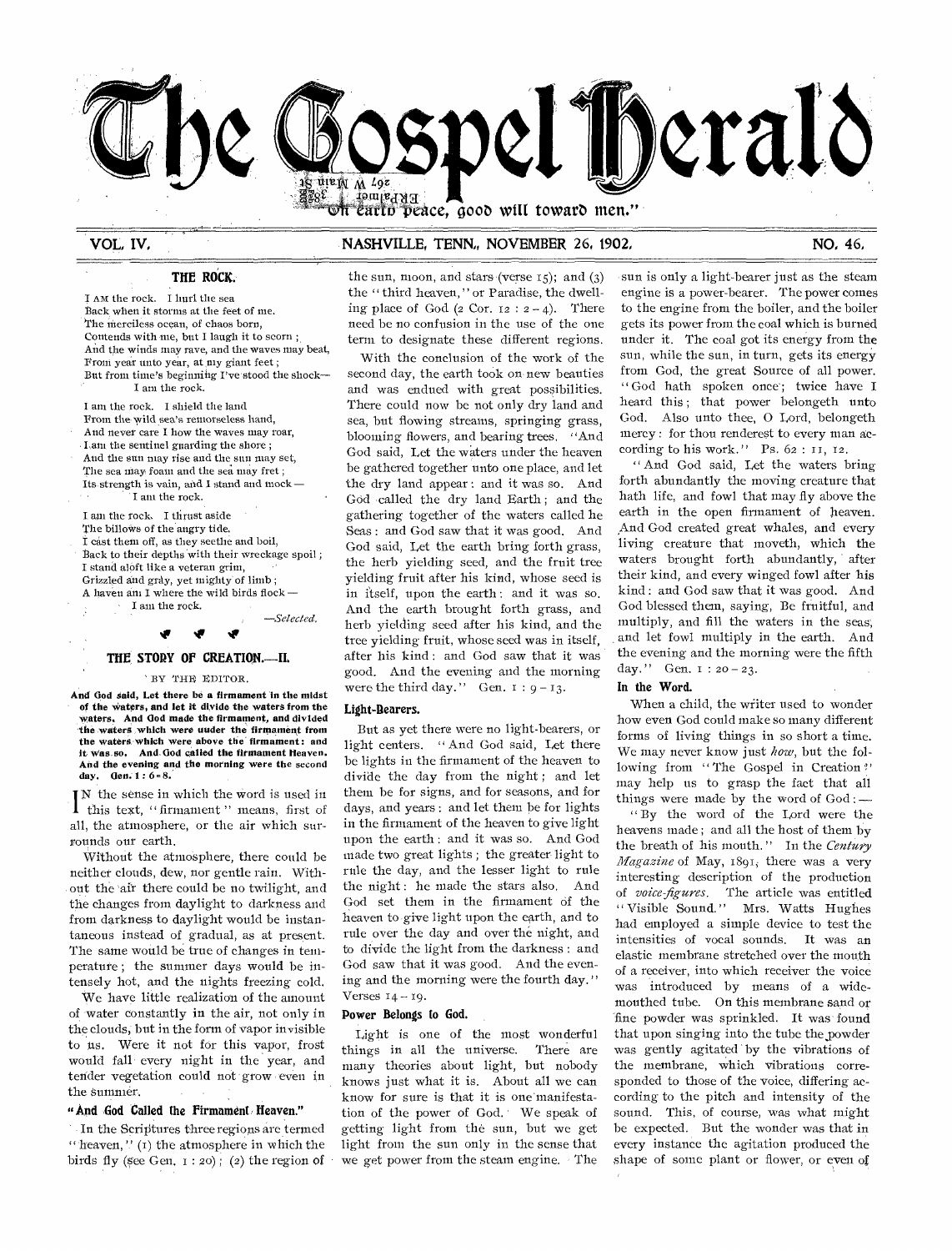# The Gospel Herald

"On earth peace, good will toward men."

VOL. IV. NASHVILLE, TENN., NOVEMBER 26, 1902. NO. 46.

## THE ROCK.

I AM the rock. I hurl the sea
Back when it storms at the feet of me.
The merciless ocean, of chaos born,
Contends with me, but I laugh it to scorn;
And the winds may rave, and the waves may beat,
From year unto year, at my giant feet;
But from time's beginning I've stood the shock—
I am the rock.

I am the rock. I shield the land
From the wild sea's remorseless hand,
And never care I how the waves may roar,
I am the sentinel guarding the shore;
And the sun may rise and the sun may set,
The sea may foam and the sea may fret;
Its strength is vain, and I stand and mock—
I am the rock.

I am the rock. I thrust aside
The billows of the angry tide.
I cast them off, as they seethe and boil,
Back to their depths with their wreckage spoil;
I stand aloft like a veteran grim,
Grizzled and gray, yet mighty of limb;
A haven am I where the wild birds flock—
I am the rock.

—*Selected.*

## THE STORY OF CREATION.—II.

BY THE EDITOR.

**And God said, Let there be a firmament in the midst of the waters, and let it divide the waters from the waters. And God made the firmament, and divided the waters which were under the firmament from the waters which were above the firmament: and it was so. And God called the firmament Heaven. And the evening and the morning were the second day. Gen. 1: 6-8.**

IN the sense in which the word is used in this text, "firmament" means, first of all, the atmosphere, or the air which surrounds our earth.

Without the atmosphere, there could be neither clouds, dew, nor gentle rain. Without the air there could be no twilight, and the changes from daylight to darkness and from darkness to daylight would be instantaneous instead of gradual, as at present. The same would be true of changes in temperature; the summer days would be intensely hot, and the nights freezing cold.

We have little realization of the amount of water constantly in the air, not only in the clouds, but in the form of vapor invisible to us. Were it not for this vapor, frost would fall every night in the year, and tender vegetation could not grow even in the summer.

### "And God Called the Firmament Heaven."

In the Scriptures three regions are termed "heaven," (1) the atmosphere in which the birds fly (see Gen. 1: 20); (2) the region of the sun, moon, and stars (verse 15); and (3) the "third heaven," or Paradise, the dwelling place of God (2 Cor. 12: 2-4). There need be no confusion in the use of the one term to designate these different regions.

With the conclusion of the work of the second day, the earth took on new beauties and was endued with great possibilities. There could now be not only dry land and sea, but flowing streams, springing grass, blooming flowers, and bearing trees. "And God said, Let the waters under the heaven be gathered together unto one place, and let the dry land appear: and it was so. And God called the dry land Earth; and the gathering together of the waters called he Seas: and God saw that it was good. And God said, Let the earth bring forth grass, the herb yielding seed, and the fruit tree yielding fruit after his kind, whose seed is in itself, upon the earth: and it was so. And the earth brought forth grass, and herb yielding seed after his kind, and the tree yielding fruit, whose seed was in itself, after his kind: and God saw that it was good. And the evening and the morning were the third day." Gen. 1: 9-13.

### Light-Bearers.

But as yet there were no light-bearers, or light centers. "And God said, Let there be lights in the firmament of the heaven to divide the day from the night; and let them be for signs, and for seasons, and for days, and years: and let them be for lights in the firmament of the heaven to give light upon the earth: and it was so. And God made two great lights; the greater light to rule the day, and the lesser light to rule the night: he made the stars also. And God set them in the firmament of the heaven to give light upon the earth, and to rule over the day and over the night, and to divide the light from the darkness: and God saw that it was good. And the evening and the morning were the fourth day." Verses 14-19.

### Power Belongs to God.

Light is one of the most wonderful things in all the universe. There are many theories about light, but nobody knows just what it is. About all we can know for sure is that it is one manifestation of the power of God. We speak of getting light from the sun, but we get light from the sun only in the sense that we get power from the steam engine. The sun is only a light-bearer just as the steam engine is a power-bearer. The power comes to the engine from the boiler, and the boiler gets its power from the coal which is burned under it. The coal got its energy from the sun, while the sun, in turn, gets its energy from God, the great Source of all power. "God hath spoken once; twice have I heard this; that power belongeth unto God. Also unto thee, O Lord, belongeth mercy: for thou renderest to every man according to his work." Ps. 62: 11, 12.

"And God said, Let the waters bring forth abundantly the moving creature that hath life, and fowl that may fly above the earth in the open firmament of heaven. And God created great whales, and every living creature that moveth, which the waters brought forth abundantly, after their kind, and every winged fowl after his kind: and God saw that it was good. And God blessed them, saying, Be fruitful, and multiply, and fill the waters in the seas, and let fowl multiply in the earth. And the evening and the morning were the fifth day." Gen. 1: 20-23.

### In the Word.

When a child, the writer used to wonder how even God could make so many different forms of living things in so short a time. We may never know just *how*, but the following from "The Gospel in Creation" may help us to grasp the fact that all things were made by the word of God:—

"By the word of the Lord were the heavens made; and all the host of them by the breath of his mouth." In the *Century Magazine* of May, 1891, there was a very interesting description of the production of *voice-figures*. The article was entitled "Visible Sound." Mrs. Watts Hughes had employed a simple device to test the intensities of vocal sounds. It was an elastic membrane stretched over the mouth of a receiver, into which receiver the voice was introduced by means of a wide-mouthed tube. On this membrane sand or fine powder was sprinkled. It was found that upon singing into the tube the powder was gently agitated by the vibrations of the membrane, which vibrations corresponded to those of the voice, differing according to the pitch and intensity of the sound. This, of course, was what might be expected. But the wonder was that in every instance the agitation produced the shape of some plant or flower, or even of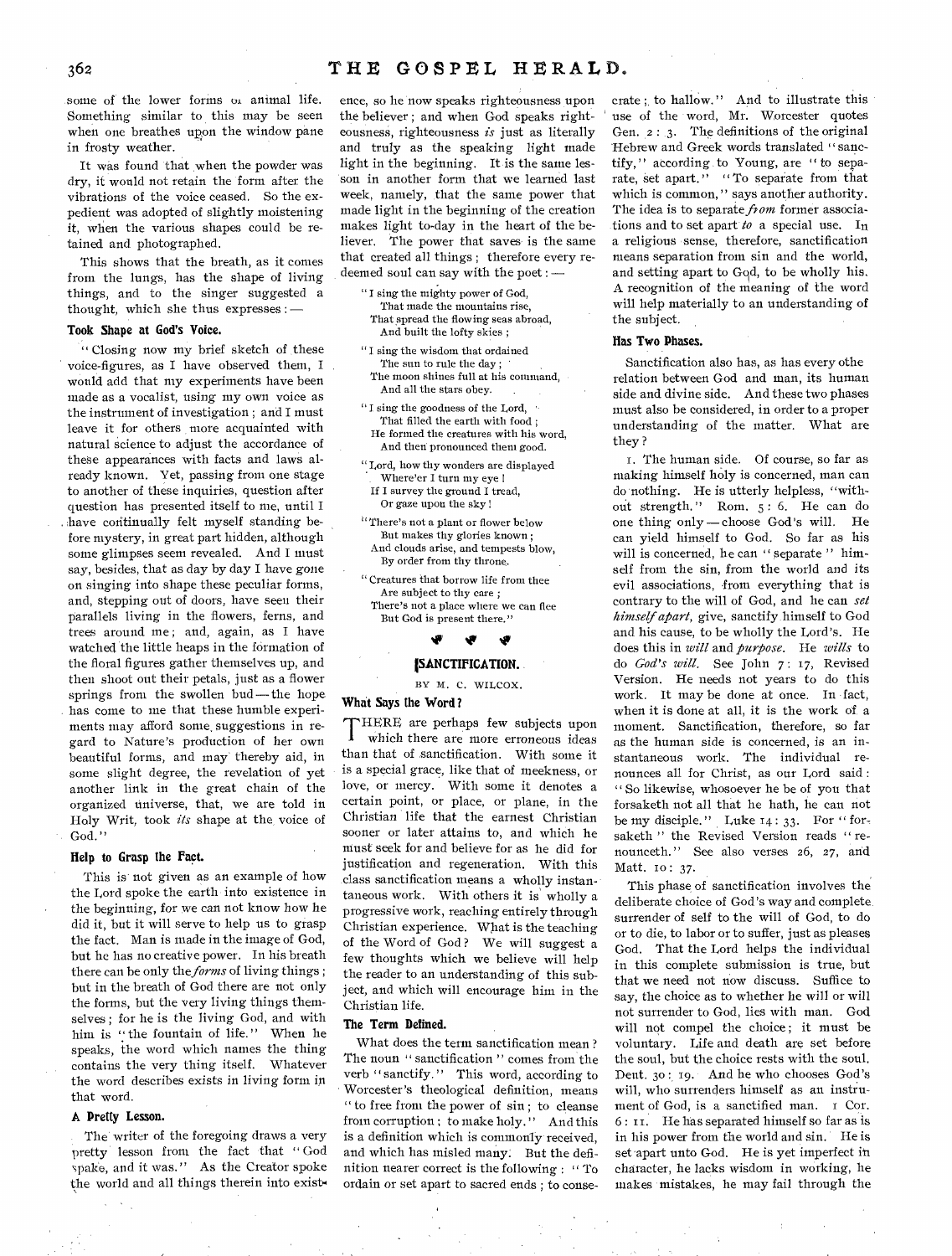some of the lower forms of animal life. Something similar to this may be seen when one breathes upon the window pane in frosty weather.

It was found that when the powder was dry, it would not retain the form after the vibrations of the voice ceased. So the expedient was adopted of slightly moistening it, when the various shapes could be retained and photographed.

This shows that the breath, as it comes from the lungs, has the shape of living things, and to the singer suggested a thought, which she thus expresses: —

### Took Shape at God's Voice.

"Closing now my brief sketch of these voice-figures, as I have observed them, I would add that my experiments have been made as a vocalist, using my own voice as the instrument of investigation; and I must leave it for others more acquainted with natural science to adjust the accordance of these appearances with facts and laws already known. Yet, passing from one stage to another of these inquiries, question after question has presented itself to me, until I have continually felt myself standing before mystery, in great part hidden, although some glimpses seem revealed. And I must say, besides, that as day by day I have gone on singing into shape these peculiar forms, and, stepping out of doors, have seen their parallels living in the flowers, ferns, and trees around me; and, again, as I have watched the little heaps in the formation of the floral figures gather themselves up, and then shoot out their petals, just as a flower springs from the swollen bud — the hope has come to me that these humble experiments may afford some suggestions in regard to Nature's production of her own beautiful forms, and may thereby aid, in some slight degree, the revelation of yet another link in the great chain of the organized universe, that, we are told in Holy Writ, took *its* shape at the voice of God."

### Help to Grasp the Fact.

This is not given as an example of how the Lord spoke the earth into existence in the beginning, for we can not know how he did it, but it will serve to help us to grasp the fact. Man is made in the image of God, but he has no creative power. In his breath there can be only the *forms* of living things; but in the breath of God there are not only the forms, but the very living things themselves; for he is the living God, and with him is "the fountain of life." When he speaks, the word which names the thing contains the very thing itself. Whatever the word describes exists in living form in that word.

### A Pretty Lesson.

The writer of the foregoing draws a very pretty lesson from the fact that "God spake, and it was." As the Creator spoke the world and all things therein into existence, so he now speaks righteousness upon the believer; and when God speaks righteousness, righteousness *is* just as literally and truly as the speaking light made light in the beginning. It is the same lesson in another form that we learned last week, namely, that the same power that made light in the beginning of the creation makes light to-day in the heart of the believer. The power that saves is the same that created all things; therefore every redeemed soul can say with the poet: —

"I sing the mighty power of God,
That made the mountains rise,
That spread the flowing seas abroad,
And built the lofty skies;

"I sing the wisdom that ordained
The sun to rule the day;
The moon shines full at his command,
And all the stars obey.

"I sing the goodness of the Lord,
That filled the earth with food;
He formed the creatures with his word,
And then pronounced them good.

"Lord, how thy wonders are displayed
Where'er I turn my eye!
If I survey the ground I tread,
Or gaze upon the sky!

"There's not a plant or flower below
But makes thy glories known;
And clouds arise, and tempests blow,
By order from thy throne.

"Creatures that borrow life from thee
Are subject to thy care;
There's not a place where we can flee
But God is present there."

## SANCTIFICATION.

BY M. C. WILCOX.

### What Says the Word?

THERE are perhaps few subjects upon which there are more erroneous ideas than that of sanctification. With some it is a special grace, like that of meekness, or love, or mercy. With some it denotes a certain point, or place, or plane, in the Christian life that the earnest Christian sooner or later attains to, and which he must seek for and believe for as he did for justification and regeneration. With this class sanctification means a wholly instantaneous work. With others it is wholly a progressive work, reaching entirely through Christian experience. What is the teaching of the Word of God? We will suggest a few thoughts which we believe will help the reader to an understanding of this subject, and which will encourage him in the Christian life.

### The Term Defined.

What does the term sanctification mean? The noun "sanctification" comes from the verb "sanctify." This word, according to Worcester's theological definition, means "to free from the power of sin; to cleanse from corruption; to make holy." And this is a definition which is commonly received, and which has misled many. But the definition nearer correct is the following: "To ordain or set apart to sacred ends; to consecrate; to hallow." And to illustrate this use of the word, Mr. Worcester quotes Gen. 2: 3. The definitions of the original Hebrew and Greek words translated "sanctify," according to Young, are "to separate, set apart." "To separate from that which is common," says another authority. The idea is to separate *from* former associations and to set apart *to* a special use. In a religious sense, therefore, sanctification means separation from sin and the world, and setting apart to God, to be wholly his. A recognition of the meaning of the word will help materially to an understanding of the subject.

### Has Two Phases.

Sanctification also has, as has every othe relation between God and man, its human side and divine side. And these two phases must also be considered, in order to a proper understanding of the matter. What are they?

1. The human side. Of course, so far as making himself holy is concerned, man can do nothing. He is utterly helpless, "without strength." Rom. 5: 6. He can do one thing only — choose God's will. He can yield himself to God. So far as his will is concerned, he can "separate" himself from the sin, from the world and its evil associations, from everything that is contrary to the will of God, and he can *set himself apart*, give, sanctify himself to God and his cause, to be wholly the Lord's. He does this in *will* and *purpose*. He *wills* to do *God's will*. See John 7: 17, Revised Version. He needs not years to do this work. It may be done at once. In fact, when it is done at all, it is the work of a moment. Sanctification, therefore, so far as the human side is concerned, is an instantaneous work. The individual renounces all for Christ, as our Lord said: "So likewise, whosoever he be of you that forsaketh not all that he hath, he can not be my disciple." Luke 14: 33. For "forsaketh" the Revised Version reads "renounceth." See also verses 26, 27, and Matt. 10: 37.

This phase of sanctification involves the deliberate choice of God's way and complete surrender of self to the will of God, to do or to die, to labor or to suffer, just as pleases God. That the Lord helps the individual in this complete submission is true, but that we need not now discuss. Suffice to say, the choice as to whether he will or will not surrender to God, lies with man. God will not compel the choice; it must be voluntary. Life and death are set before the soul, but the choice rests with the soul. Deut. 30: 19. And he who chooses God's will, who surrenders himself as an instrument of God, is a sanctified man. 1 Cor. 6: 11. He has separated himself so far as is in his power from the world and sin. He is set apart unto God. He is yet imperfect in character, he lacks wisdom in working, he makes mistakes, he may fail through the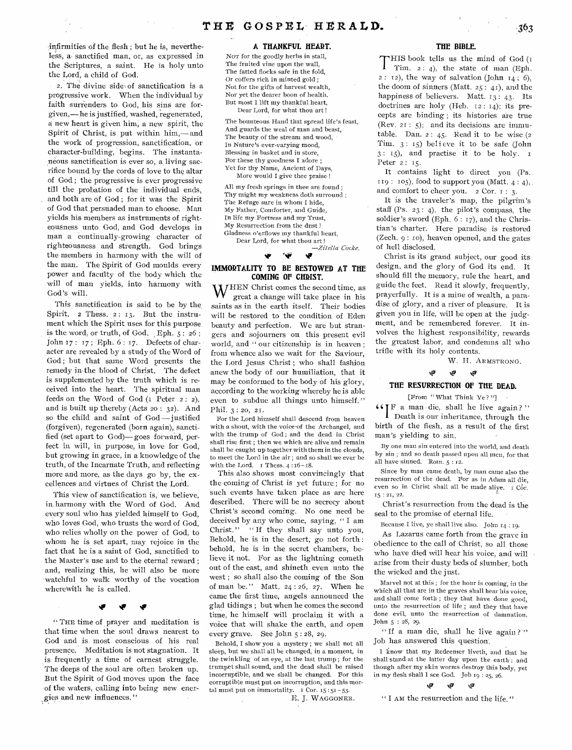infirmities of the flesh; but he is, nevertheless, a sanctified man, or, as expressed in the Scriptures, a saint. He is holy unto the Lord, a child of God.

2. The divine side of sanctification is a progressive work. When the individual by faith surrenders to God, his sins are forgiven,— he is justified, washed, regenerated, a new heart is given him, a new spirit, the Spirit of Christ, is put within him,— and the work of progression, sanctification, or character-building, begins. The instantaneous sanctification is ever so, a living sacrifice bound by the cords of love to the altar of God; the progressive is ever progressive till the probation of the individual ends, and both are of God; for it was the Spirit of God that persuaded man to choose. Man yields his members as instruments of righteousness unto God, and God develops in man a continually-growing character of righteousness and strength. God brings the members in harmony with the will of the man. The Spirit of God moulds every power and faculty of the body which the will of man yields, into harmony with God's will.

This sanctification is said to be by the Spirit. 2 Thess. 2: 13. But the instrument which the Spirit uses for this purpose is the word, or truth, of God. Eph. 5: 26; John 17: 17; Eph. 6: 17. Defects of character are revealed by a study of the Word of God; but that same Word presents the remedy in the blood of Christ. The defect is supplemented by the truth which is received into the heart. The spiritual man feeds on the Word of God (1 Peter 2: 2), and is built up thereby (Acts 20: 32). And so the child and saint of God — justified (forgiven), regenerated (born again), sanctified (set apart to God)— goes forward, perfect in will, in purpose, in love for God, but growing in grace, in a knowledge of the truth, of the Incarnate Truth, and reflecting more and more, as the days go by, the excellences and virtues of Christ the Lord.

This view of sanctification is, we believe, in harmony with the Word of God. And every soul who has yielded himself to God, who loves God, who trusts the word of God, who relies wholly on the power of God, to whom he is set apart, may rejoice in the fact that he is a saint of God, sanctified to the Master's use and to the eternal reward; and, realizing this, he will also be more watchful to walk worthy of the vocation wherewith he is called.

"THE time of prayer and meditation is that time when the soul draws nearest to God and is most conscious of his real presence. Meditation is not stagnation. It is frequently a time of earnest struggle. The deeps of the soul are often broken up. But the Spirit of God moves upon the face of the waters, calling into being new energies and new influences."

## A THANKFUL HEART.

NOT for the goodly herbs in stall,
The fruited vine upon the wall,
The fatted flocks safe in the fold,
Or coffers rich in minted gold;
Not for the gifts of harvest wealth,
Nor yet the dearer boon of health,
But most I lift my thankful heart,
Dear Lord, for what thou art!

The bounteous Hand that spread life's feast,
And guards the weal of man and beast,
The beauty of the stream and wood,
In Nature's ever-varying mood,
Blessing in basket and in store,
For these thy goodness I adore;
Yet for thy Name, Ancient of Days,
More would I give thee praise!

All my fresh springs in thee are found;
Thy might my weakness doth surround;
The Refuge sure in whom I hide,
My Father, Comforter, and Guide,
In life my Fortress and my Trust,
My Resurrection from the dust!
Gladness o'erflows my thankful heart,
Dear Lord, for what thou art!

—*Zitella Cocke.*

## IMMORTALITY TO BE BESTOWED AT THE COMING OF CHRIST.

WHEN Christ comes the second time, as great a change will take place in his saints as in the earth itself. Their bodies will be restored to the condition of Eden beauty and perfection. We are but strangers and sojourners on this present evil world, and "our citizenship is in heaven; from whence also we wait for the Saviour, the Lord Jesus Christ; who shall fashion anew the body of our humiliation, that it may be conformed to the body of his glory, according to the working whereby he is able even to subdue all things unto himself." Phil. 3: 20, 21.

For the Lord himself shall descend from heaven with a shout, with the voice of the Archangel, and with the trump of God; and the dead in Christ shall rise first; then we which are alive and remain shall be caught up together with them in the clouds, to meet the Lord in the air; and so shall we ever be with the Lord. 1 Thess. 4: 16–18.

This also shows most convincingly that the coming of Christ is yet future; for no such events have taken place as are here described. There will be no secrecy about Christ's second coming. No one need be deceived by any who come, saying, "I am Christ." "If they shall say unto you, Behold, he is in the desert, go not forth: behold, he is in the secret chambers, believe it not. For as the lightning cometh out of the east, and shineth even unto the west; so shall also the coming of the Son of man be." Matt. 24: 26, 27. When he came the first time, angels announced the glad tidings; but when he comes the second time, he himself will proclaim it with a voice that will shake the earth, and open every grave. See John 5: 28, 29.

Behold, I show you a mystery; we shall not all sleep, but we shall all be changed, in a moment, in the twinkling of an eye, at the last trump; for the trumpet shall sound, and the dead shall be raised incorruptible, and we shall be changed. For this corruptible must put on incorruption, and this mortal must put on immortality. 1 Cor. 15: 51–53.

E. J. WAGGONER.

## THE BIBLE.

THIS book tells us the mind of God (1 Tim. 2: 4), the state of man (Eph. 2: 12), the way of salvation (John 14: 6), the doom of sinners (Matt. 25: 41), and the happiness of believers. Matt. 13: 43. Its doctrines are holy (Heb. 12: 14); its precepts are binding; its histories are true (Rev. 21: 5); and its decisions are immutable. Dan. 2: 45. Read it to be wise (2 Tim. 3: 15) believe it to be safe (John 3: 15), and practise it to be holy. 1 Peter 2: 15.

It contains light to direct you (Ps. 119: 105), food to support you (Matt. 4: 4), and comfort to cheer you. 2 Cor. 1: 3.

It is the traveler's map, the pilgrim's staff (Ps. 23: 4), the pilot's compass, the soldier's sword (Eph. 6: 17), and the Christian's charter. Here paradise is restored (Zech. 9: 10), heaven opened, and the gates of hell disclosed.

Christ is its grand subject, our good its design, and the glory of God its end. It should fill the memory, rule the heart, and guide the feet. Read it slowly, frequently, prayerfully. It is a mine of wealth, a paradise of glory, and a river of pleasure. It is given you in life, will be open at the judgment, and be remembered forever. It involves the highest responsibility, rewards the greatest labor, and condemns all who trifle with its holy contents.

W. H. ARMSTRONG.

## THE RESURRECTION OF THE DEAD.

[From "What Think Ye?"]

"IF a man die, shall he live again?" Death is our inheritance, through the birth of the flesh, as a result of the first man's yielding to sin.

By one man sin entered into the world, and death by sin; and so death passed upon all men, for that all have sinned. Rom. 5: 12.

Since by man came death, by man came also the resurrection of the dead. For as in Adam all die, even so in Christ shall all be made alive. 1 Cor. 15: 21, 22.

Christ's resurrection from the dead is the seal to the promise of eternal life.

Because I live, ye shall live also. John 14: 19.

As Lazarus came forth from the grave in obedience to the call of Christ, so all those who have died will hear his voice, and will arise from their dusty beds of slumber, both the wicked and the just.

Marvel not at this; for the hour is coming, in the which all that are in the graves shall hear his voice, and shall come forth; they that have done good, unto the resurrection of life; and they that have done evil, unto the resurrection of damnation. John 5: 28, 29.

"If a man die, shall he live again?" Job has answered this question.

I know that my Redeemer liveth, and that he shall stand at the latter day upon the earth: and though after my skin worms destroy this body, yet in my flesh shall I see God. Job 19: 25, 26.

"I AM the resurrection and the life."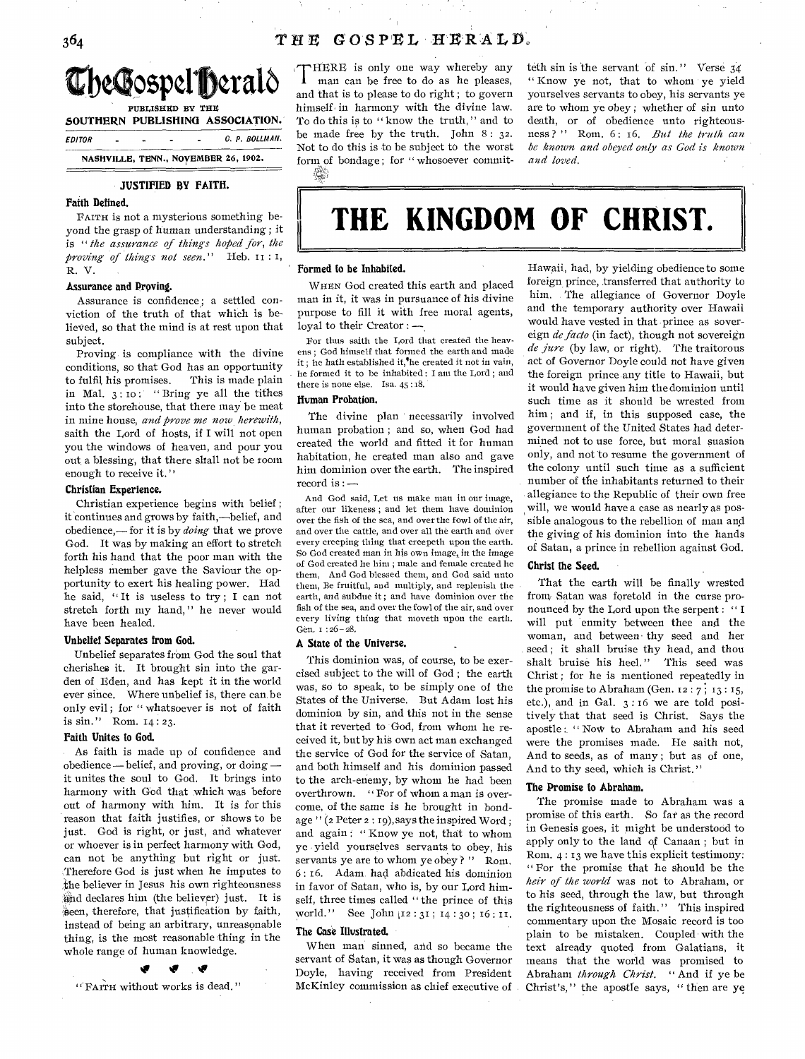# The Gospel Herald

PUBLISHED BY THE

SOUTHERN PUBLISHING ASSOCIATION.

EDITOR - - - - C. P. BOLLMAN.

NASHVILLE, TENN., NOVEMBER 26, 1902.

## JUSTIFIED BY FAITH.

### Faith Defined.

FAITH is not a mysterious something beyond the grasp of human understanding; it is "*the assurance of things hoped for, the proving of things not seen.*" Heb. 11:1, R. V.

### Assurance and Proving.

Assurance is confidence; a settled conviction of the truth of that which is believed, so that the mind is at rest upon that subject.

Proving is compliance with the divine conditions, so that God has an opportunity to fulfil his promises. This is made plain in Mal. 3:10: "Bring ye all the tithes into the storehouse, that there may be meat in mine house, *and prove me now herewith,* saith the Lord of hosts, if I will not open you the windows of heaven, and pour you out a blessing, that there shall not be room enough to receive it."

### Christian Experience.

Christian experience begins with belief; it continues and grows by faith,—belief, and obedience,—for it is by *doing* that we prove God. It was by making an effort to stretch forth his hand that the poor man with the helpless member gave the Saviour the opportunity to exert his healing power. Had he said, "It is useless to try; I can not stretch forth my hand," he never would have been healed.

### Unbelief Separates from God.

Unbelief separates from God the soul that cherishes it. It brought sin into the garden of Eden, and has kept it in the world ever since. Where unbelief is, there can be only evil; for "whatsoever is not of faith is sin." Rom. 14:23.

### Faith Unites to God.

As faith is made up of confidence and obedience—belief, and proving, or doing—it unites the soul to God. It brings into harmony with God that which was before out of harmony with him. It is for this reason that faith justifies, or shows to be just. God is right, or just, and whatever or whoever is in perfect harmony with God, can not be anything but right or just. Therefore God is just when he imputes to the believer in Jesus his own righteousness and declares him (the believer) just. It is seen, therefore, that justification by faith, instead of being an arbitrary, unreasonable thing, is the most reasonable thing in the whole range of human knowledge.

"FAITH without works is dead."

THERE is only one way whereby any man can be free to do as he pleases, and that is to please to do right; to govern himself in harmony with the divine law. To do this is to "know the truth," and to be made free by the truth. John 8:32. Not to do this is to be subject to the worst form of bondage; for "whosoever committeth sin is the servant of sin." Verse 34. "Know ye not, that to whom ye yield yourselves servants to obey, his servants ye are to whom ye obey; whether of sin unto death, or of obedience unto righteousness?" Rom. 6:16. *But the truth can be known and obeyed only as God is known and loved.*

# THE KINGDOM OF CHRIST.

### Formed to be Inhabited.

WHEN God created this earth and placed man in it, it was in pursuance of his divine purpose to fill it with free moral agents, loyal to their Creator:—

For thus saith the Lord that created the heavens; God himself that formed the earth and made it; he hath established it, he created it not in vain, he formed it to be inhabited: I am the Lord; and there is none else. Isa. 45:18.

### Human Probation.

The divine plan necessarily involved human probation; and so, when God had created the world and fitted it for human habitation, he created man also and gave him dominion over the earth. The inspired record is:—

And God said, Let us make man in our image, after our likeness; and let them have dominion over the fish of the sea, and over the fowl of the air, and over the cattle, and over all the earth and over every creeping thing that creepeth upon the earth. So God created man in his own image, in the image of God created he him; male and female created he them. And God blessed them, and God said unto them, Be fruitful, and multiply, and replenish the earth, and subdue it; and have dominion over the fish of the sea, and over the fowl of the air, and over every living thing that moveth upon the earth. Gen. 1:26-28.

### A State of the Universe.

This dominion was, of course, to be exercised subject to the will of God; the earth was, so to speak, to be simply one of the States of the Universe. But Adam lost his dominion by sin, and this not in the sense that it reverted to God, from whom he received it, but by his own act man exchanged the service of God for the service of Satan, and both himself and his dominion passed to the arch-enemy, by whom he had been overthrown. "For of whom a man is overcome, of the same is he brought in bondage" (2 Peter 2:19), says the inspired Word; and again: "Know ye not, that to whom ye yield yourselves servants to obey, his servants ye are to whom ye obey?" Rom. 6:16. Adam had abdicated his dominion in favor of Satan, who is, by our Lord himself, three times called "the prince of this world." See John 12:31; 14:30; 16:11.

### The Case Illustrated.

When man sinned, and so became the servant of Satan, it was as though Governor Doyle, having received from President McKinley commission as chief executive of Hawaii, had, by yielding obedience to some foreign prince, transferred that authority to him. The allegiance of Governor Doyle and the temporary authority over Hawaii would have vested in that prince as sovereign *de facto* (in fact), though not sovereign *de jure* (by law, or right). The traitorous act of Governor Doyle could not have given the foreign prince any title to Hawaii, but it would have given him the dominion until such time as it should be wrested from him; and if, in this supposed case, the government of the United States had determined not to use force, but moral suasion only, and not to resume the government of the colony until such time as a sufficient number of the inhabitants returned to their allegiance to the Republic of their own free will, we would have a case as nearly as possible analogous to the rebellion of man and the giving of his dominion into the hands of Satan, a prince in rebellion against God.

### Christ the Seed.

That the earth will be finally wrested from Satan was foretold in the curse pronounced by the Lord upon the serpent: "I will put enmity between thee and the woman, and between thy seed and her seed; it shall bruise thy head, and thou shalt bruise his heel." This seed was Christ; for he is mentioned repeatedly in the promise to Abraham (Gen. 12:7; 13:15, etc.), and in Gal. 3:16 we are told positively that that seed is Christ. Says the apostle: "Now to Abraham and his seed were the promises made. He saith not, And to seeds, as of many; but as of one, And to thy seed, which is Christ."

### The Promise to Abraham.

The promise made to Abraham was a promise of this earth. So far as the record in Genesis goes, it might be understood to apply only to the land of Canaan; but in Rom. 4:13 we have this explicit testimony: "For the promise that he should be the *heir of the world* was not to Abraham, or to his seed, through the law, but through the righteousness of faith." This inspired commentary upon the Mosaic record is too plain to be mistaken. Coupled with the text already quoted from Galatians, it means that the world was promised to Abraham *through Christ.* "And if ye be Christ's," the apostle says, "then are ye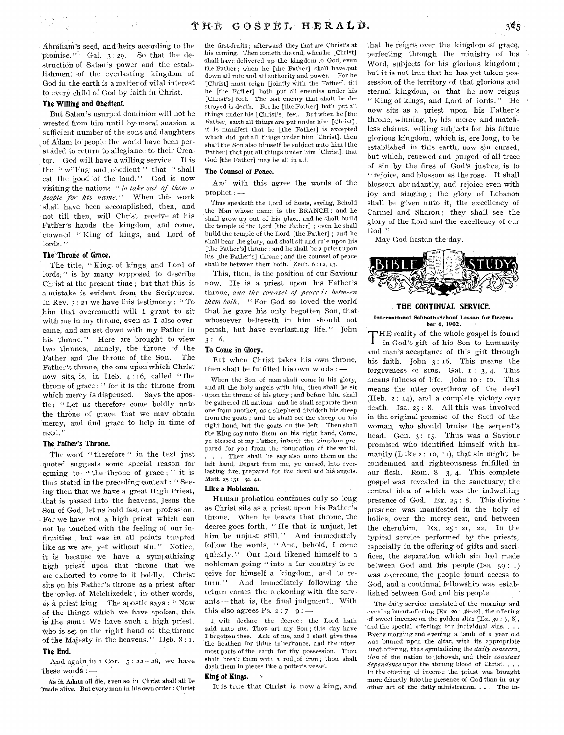Abraham's seed, and heirs according to the promise." Gal. 3:29. So that the destruction of Satan's power and the establishment of the everlasting kingdom of God in the earth is a matter of vital interest to every child of God by faith in Christ.

### The Willing and Obedient.

But Satan's usurped dominion will not be wrested from him until by moral suasion a sufficient number of the sons and daughters of Adam to people the world have been persuaded to return to allegiance to their Creator. God will have a willing service. It is the "willing and obedient" that "shall eat the good of the land." God is now visiting the nations "*to take out of them a people for his name.*" When this work shall have been accomplished, then, and not till then, will Christ receive at his Father's hands the kingdom, and come, crowned "King of kings, and Lord of lords."

### The Throne of Grace.

The title, "King of kings, and Lord of lords," is by many supposed to describe Christ at the present time; but that this is a mistake is evident from the Scriptures. In Rev. 3:21 we have this testimony: "To him that overcometh will I grant to sit with me in my throne, even as I also overcame, and am set down with my Father in his throne." Here are brought to view two thrones, namely, the throne of the Father and the throne of the Son. The Father's throne, the one upon which Christ now sits, is, in Heb. 4:16, called "the throne of grace;" for it is the throne from which mercy is dispensed. Says the apostle: "Let us therefore come boldly unto the throne of grace, that we may obtain mercy, and find grace to help in time of need."

### The Father's Throne.

The word "therefore" in the text just quoted suggests some special reason for coming to "the throne of grace;" it is thus stated in the preceding context: "Seeing then that we have a great High Priest, that is passed into the heavens, Jesus the Son of God, let us hold fast our profession. For we have not a high priest which can not be touched with the feeling of our infirmities; but was in all points tempted like as we are, yet without sin." Notice, it is because we have a sympathizing high priest upon that throne that we are exhorted to come to it boldly. Christ sits on his Father's throne as a priest after the order of Melchizedek; in other words, as a priest king. The apostle says: "Now of the things which we have spoken, this is the sum: We have such a high priest, who is set on the right hand of the throne of the Majesty in the heavens." Heb. 8:1.

### The End.

And again in 1 Cor. 15:22-28, we have these words:—

As in Adam all die, even so in Christ shall all be made alive. But every man in his own order: Christ the first-fruits; afterward they that are Christ's at his coming. Then cometh the end, when he [Christ] shall have delivered up the kingdom to God, even the Father; when he [the Father] shall have put down all rule and all authority and power. For he [Christ] must reign [jointly with the Father], till he [the Father] hath put all enemies under his [Christ's] feet. The last enemy that shall be destroyed is death. For he [the Father] hath put all things under his [Christ's] feet. But when he [the Father] saith all things are put under him [Christ], it is manifest that he [the Father] is excepted which did put all things under him [Christ], then shall the Son also himself be subject unto him [the Father] that put all things under him [Christ], that God [the Father] may be all in all.

### The Counsel of Peace.

And with this agree the words of the prophet:—

Thus speaketh the Lord of hosts, saying, Behold the Man whose name is the BRANCH; and he shall grow up out of his place, and he shall build the temple of the Lord [the Father]; even he shall build the temple of the Lord [the Father]; and he shall bear the glory, and shall sit and rule upon his [the Father's] throne; and he shall be a priest upon his [the Father's] throne; and the counsel of peace shall be between them both. Zech. 6:12, 13.

This, then, is the position of our Saviour now. He is a priest upon his Father's throne, *and the counsel of peace is between them both.* "For God so loved the world that he gave his only begotten Son, that whosoever believeth in him should not perish, but have everlasting life." John 3:16.

### To Come in Glory.

But when Christ takes his own throne, then shall be fulfilled his own words:—

When the Son of man shall come in his glory, and all the holy angels with him, then shall he sit upon the throne of his glory; and before him shall be gathered all nations; and he shall separate them one from another, as a shepherd divideth his sheep from the goats; and he shall set the sheep on his right hand, but the goats on the left. Then shall the King say unto them on his right hand, Come, ye blessed of my Father, inherit the kingdom prepared for you from the foundation of the world. . . . Then shall he say also unto them on the left hand, Depart from me, ye cursed, into everlasting fire, prepared for the devil and his angels. Matt. 25:31-34, 41.

### Like a Nobleman.

Human probation continues only so long as Christ sits as a priest upon his Father's throne. When he leaves that throne, the decree goes forth, "He that is unjust, let him be unjust still." And immediately follow the words, "And, behold, I come quickly." Our Lord likened himself to a nobleman going "into a far country to receive for himself a kingdom, and to return." And immediately following the return comes the reckoning with the servants—that is, the final judgment. With this also agrees Ps. 2:7-9:—

I will declare the decree: the Lord hath said unto me, Thou art my Son; this day have I begotten thee. Ask of me, and I shall give thee the heathen for thine inheritance, and the uttermost parts of the earth for thy possession. Thou shalt break them with a rod of iron; thou shalt dash them in pieces like a potter's vessel.

### King of Kings.

It is true that Christ is now a king, and that he reigns over the kingdom of grace, perfecting through the ministry of his Word, subjects for his glorious kingdom; but it is not true that he has yet taken possession of the territory of that glorious and eternal kingdom, or that he now reigns "King of kings, and Lord of lords." He now sits as a priest upon his Father's throne, winning, by his mercy and matchless charms, willing subjects for his future glorious kingdom, which is, ere long, to be established in this earth, now sin cursed, but which, renewed and purged of all trace of sin by the fires of God's justice, is to "rejoice, and blossom as the rose. It shall blossom abundantly, and rejoice even with joy and singing; the glory of Lebanon shall be given unto it, the excellency of Carmel and Sharon; they shall see the glory of the Lord and the excellency of our God."

May God hasten the day.

## BIBLE STUDY

### THE CONTINUAL SERVICE.

**International Sabbath-School Lesson for December 6, 1902.**

THE reality of the whole gospel is found in God's gift of his Son to humanity and man's acceptance of this gift through his faith. John 3:16. This means the forgiveness of sins. Gal. 1:3, 4. This means fulness of life. John 10:10. This means the utter overthrow of the devil (Heb. 2:14), and a complete victory over death. Isa. 25:8. All this was involved in the original promise of the Seed of the woman, who should bruise the serpent's head. Gen. 3:15. Thus was a Saviour promised who identified himself with humanity (Luke 2:10, 11), that sin might be condemned and righteousness fulfilled in our flesh. Rom. 8:3, 4. This complete gospel was revealed in the sanctuary, the central idea of which was the indwelling presence of God. Ex. 25:8. This divine presence was manifested in the holy of holies, over the mercy-seat, and between the cherubim. Ex. 25:21, 22. In the typical service performed by the priests, especially in the offering of gifts and sacrifices, the separation which sin had made between God and his people (Isa. 59:1) was overcome, the people found access to God, and a continual fellowship was established between God and his people.

The daily service consisted of the morning and evening burnt-offering [Ex. 29:38-42], the offering of sweet incense on the golden altar [Ex. 30:7, 8], and the special offerings for individual sins. . . . Every morning and evening a lamb of a year old was burned upon the altar, with its appropriate meat-offering, thus symbolizing the *daily consecration* of the nation to Jehovah, and their *constant dependence* upon the atoning blood of Christ. . . . In the offering of incense the priest was brought more directly into the presence of God than in any other act of the daily ministration. . . . The in-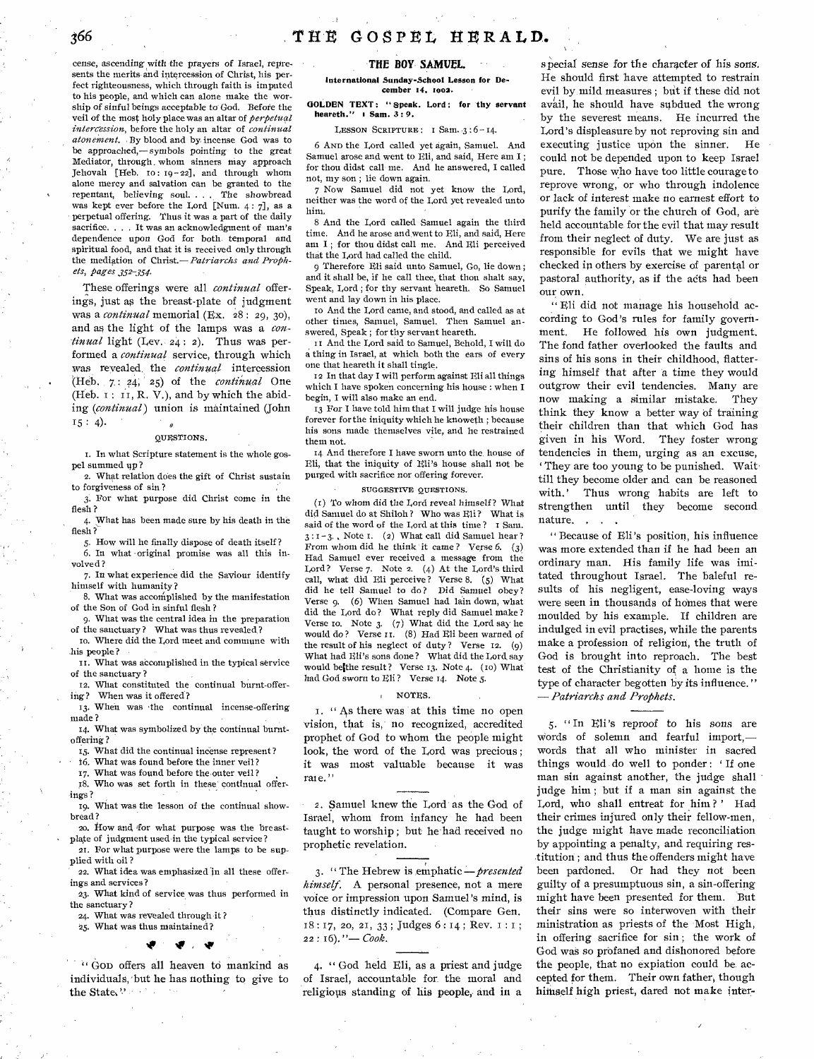cense, ascending with the prayers of Israel, represents the merits and intercession of Christ, his perfect righteousness, which through faith is imputed to his people, and which can alone make the worship of sinful beings acceptable to God. Before the veil of the most holy place was an altar of *perpetual intercession*, before the holy an altar of *continual atonement*. By blood and by incense God was to be approached,— symbols pointing to the great Mediator, through whom sinners may approach Jehovah [Heb. 10 : 19–22], and through whom alone mercy and salvation can be granted to the repentant, believing soul. . . . The showbread was kept ever before the Lord [Num. 4 : 7], as a perpetual offering. Thus it was a part of the daily sacrifice. . . . It was an acknowledgment of man's dependence upon God for both temporal and spiritual food, and that it is received only through the mediation of Christ.— *Patriarchs and Prophets, pages 352–354.*

These offerings were all *continual* offerings, just as the breast-plate of judgment was a *continual* memorial (Ex. 28 : 29, 30), and as the light of the lamps was a *continual* light (Lev. 24 : 2). Thus was performed a *continual* service, through which was revealed the *continual* intercession (Heb. 7 : 24, 25) of the *continual* One (Heb. 1 : 11, R. V.), and by which the abiding (*continual*) union is maintained (John 15 : 4).

QUESTIONS.

1. In what Scripture statement is the whole gospel summed up?
2. What relation does the gift of Christ sustain to forgiveness of sin?
3. For what purpose did Christ come in the flesh?
4. What has been made sure by his death in the flesh?
5. How will he finally dispose of death itself?
6. In what original promise was all this involved?
7. In what experience did the Saviour identify himself with humanity?
8. What was accomplished by the manifestation of the Son of God in sinful flesh?
9. What was the central idea in the preparation of the sanctuary? What was thus revealed?
10. Where did the Lord meet and commune with his people?
11. What was accomplished in the typical service of the sanctuary?
12. What constituted the continual burnt-offering? When was it offered?
13. When was the continual incense-offering made?
14. What was symbolized by the continual burnt-offering?
15. What did the continual incense represent?
16. What was found before the inner veil?
17. What was found before the outer veil?
18. Who was set forth in these continual offerings?
19. What was the lesson of the continual showbread?
20. How and for what purpose was the breast-plate of judgment used in the typical service?
21. For what purpose were the lamps to be supplied with oil?
22. What idea was emphasized in all these offerings and services?
23. What kind of service was thus performed in the sanctuary?
24. What was revealed through it?
25. What was thus maintained?

"God offers all heaven to mankind as individuals, but he has nothing to give to the State."

## THE BOY SAMUEL.

**International Sunday-School Lesson for December 14, 1902.**

**GOLDEN TEXT: "Speak, Lord; for thy servant heareth." 1 Sam. 3 : 9.**

LESSON SCRIPTURE: 1 Sam. 3 : 6–14.

6 And the Lord called yet again, Samuel. And Samuel arose and went to Eli, and said, Here am I; for thou didst call me. And he answered, I called not, my son; lie down again.

7 Now Samuel did not yet know the Lord, neither was the word of the Lord yet revealed unto him.

8 And the Lord called Samuel again the third time. And he arose and went to Eli, and said, Here am I; for thou didst call me. And Eli perceived that the Lord had called the child.

9 Therefore Eli said unto Samuel, Go, lie down; and it shall be, if he call thee, that thou shalt say, Speak, Lord; for thy servant heareth. So Samuel went and lay down in his place.

10 And the Lord came, and stood, and called as at other times, Samuel, Samuel. Then Samuel answered, Speak; for thy servant heareth.

11 And the Lord said to Samuel, Behold, I will do a thing in Israel, at which both the ears of every one that heareth it shall tingle.

12 In that day I will perform against Eli all things which I have spoken concerning his house: when I begin, I will also make an end.

13 For I have told him that I will judge his house forever for the iniquity which he knoweth; because his sons made themselves vile, and he restrained them not.

14 And therefore I have sworn unto the house of Eli, that the iniquity of Eli's house shall not be purged with sacrifice nor offering forever.

SUGGESTIVE QUESTIONS.

(1) To whom did the Lord reveal himself? What did Samuel do at Shiloh? Who was Eli? What is said of the word of the Lord at this time? 1 Sam. 3 : 1–3. Note 1. (2) What call did Samuel hear? From whom did he think it came? Verse 6. (3) Had Samuel ever received a message from the Lord? Verse 7. Note 2. (4) At the Lord's third call, what did Eli perceive? Verse 8. (5) What did he tell Samuel to do? Did Samuel obey? Verse 9. (6) When Samuel had lain down, what did the Lord do? What reply did Samuel make? Verse 10. Note 3. (7) What did the Lord say he would do? Verse 11. (8) Had Eli been warned of the result of his neglect of duty? Verse 12. (9) What had Eli's sons done? What did the Lord say would be the result? Verse 13. Note 4. (10) What had God sworn to Eli? Verse 14. Note 5.

NOTES.

1. "As there was at this time no open vision, that is, no recognized, accredited prophet of God to whom the people might look, the word of the Lord was precious; it was most valuable because it was rare."

2. Samuel knew the Lord as the God of Israel, whom from infancy he had been taught to worship; but he had received no prophetic revelation.

3. "The Hebrew is emphatic—*presented himself*. A personal presence, not a mere voice or impression upon Samuel's mind, is thus distinctly indicated. (Compare Gen. 18 : 17, 20, 21, 33; Judges 6 : 14; Rev. 1 : 1; 22 : 16)."— *Cook.*

4. "God held Eli, as a priest and judge of Israel, accountable for the moral and religious standing of his people, and in a special sense for the character of his sons. He should first have attempted to restrain evil by mild measures; but if these did not avail, he should have subdued the wrong by the severest means. He incurred the Lord's displeasure by not reproving sin and executing justice upon the sinner. He could not be depended upon to keep Israel pure. Those who have too little courage to reprove wrong, or who through indolence or lack of interest make no earnest effort to purify the family or the church of God, are held accountable for the evil that may result from their neglect of duty. We are just as responsible for evils that we might have checked in others by exercise of parental or pastoral authority, as if the acts had been our own.

"Eli did not manage his household according to God's rules for family government. He followed his own judgment. The fond father overlooked the faults and sins of his sons in their childhood, flattering himself that after a time they would outgrow their evil tendencies. Many are now making a similar mistake. They think they know a better way of training their children than that which God has given in his Word. They foster wrong tendencies in them, urging as an excuse, 'They are too young to be punished. Wait till they become older and can be reasoned with.' Thus wrong habits are left to strengthen until they become second nature. . . .

"Because of Eli's position, his influence was more extended than if he had been an ordinary man. His family life was imitated throughout Israel. The baleful results of his negligent, ease-loving ways were seen in thousands of homes that were moulded by his example. If children are indulged in evil practises, while the parents make a profession of religion, the truth of God is brought into reproach. The best test of the Christianity of a home is the type of character begotten by its influence." — *Patriarchs and Prophets.*

5. "In Eli's reproof to his sons are words of solemn and fearful import,— words that all who minister in sacred things would do well to ponder: 'If one man sin against another, the judge shall judge him; but if a man sin against the Lord, who shall entreat for him?' Had their crimes injured only their fellow-men, the judge might have made reconciliation by appointing a penalty, and requiring restitution; and thus the offenders might have been pardoned. Or had they not been guilty of a presumptuous sin, a sin-offering might have been presented for them. But their sins were so interwoven with their ministration as priests of the Most High, in offering sacrifice for sin; the work of God was so profaned and dishonored before the people, that no expiation could be accepted for them. Their own father, though himself high priest, dared not make inter-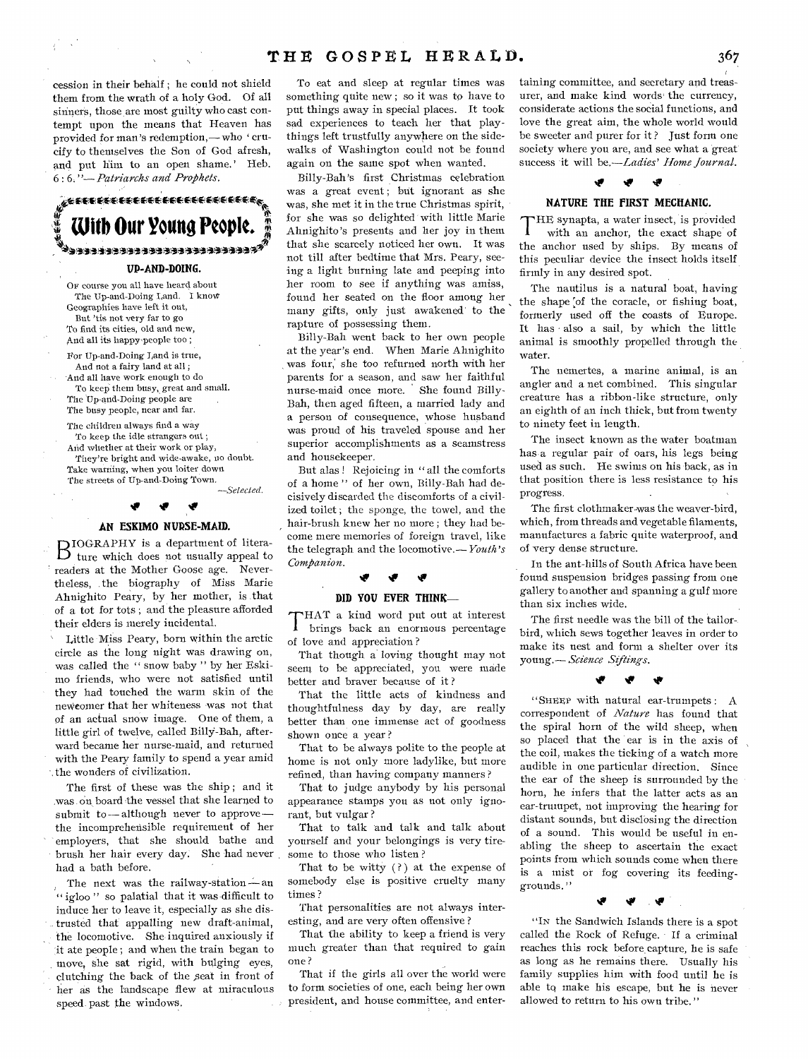cession in their behalf; he could not shield them from the wrath of a holy God. Of all sinners, those are most guilty who cast contempt upon the means that Heaven has provided for man's redemption,—who 'crucify to themselves the Son of God afresh, and put him to an open shame.' Heb. 6:6."—*Patriarchs and Prophets.*

## With Our Young People.

### UP-AND-DOING.

Of course you all have heard about
The Up-and-Doing Land. I know
Geographies have left it out,
But 'tis not very far to go
To find its cities, old and new,
And all its happy people too;

For Up-and-Doing Land is true,
And not a fairy land at all;
And all have work enough to do
To keep them busy, great and small.
The Up-and-Doing people are
The busy people, near and far.

The children always find a way
To keep the idle strangers out;
And whether at their work or play,
They're bright and wide-awake, no doubt.
Take warning, when you loiter down
The streets of Up-and-Doing Town.

—*Selected.*

### AN ESKIMO NURSE-MAID.

Biography is a department of literature which does not usually appeal to readers at the Mother Goose age. Nevertheless, the biography of Miss Marie Ahnighito Peary, by her mother, is that of a tot for tots; and the pleasure afforded their elders is merely incidental.

Little Miss Peary, born within the arctic circle as the long night was drawing on, was called the "snow baby" by her Eskimo friends, who were not satisfied until they had touched the warm skin of the newcomer that her whiteness was not that of an actual snow image. One of them, a little girl of twelve, called Billy-Bah, afterward became her nurse-maid, and returned with the Peary family to spend a year amid the wonders of civilization.

The first of these was the ship; and it was on board the vessel that she learned to submit to—although never to approve—the incomprehensible requirement of her employers, that she should bathe and brush her hair every day. She had never had a bath before.

The next was the railway-station—an "igloo" so palatial that it was difficult to induce her to leave it, especially as she distrusted that appalling new draft-animal, the locomotive. She inquired anxiously if it ate people; and when the train began to move, she sat rigid, with bulging eyes, clutching the back of the seat in front of her as the landscape flew at miraculous speed past the windows.

To eat and sleep at regular times was something quite new; so it was to have to put things away in special places. It took sad experiences to teach her that playthings left trustfully anywhere on the sidewalks of Washington could not be found again on the same spot when wanted.

Billy-Bah's first Christmas celebration was a great event; but ignorant as she was, she met it in the true Christmas spirit, for she was so delighted with little Marie Ahnighito's presents and her joy in them that she scarcely noticed her own. It was not till after bedtime that Mrs. Peary, seeing a light burning late and peeping into her room to see if anything was amiss, found her seated on the floor among her many gifts, only just awakened to the rapture of possessing them.

Billy-Bah went back to her own people at the year's end. When Marie Ahnighito was four, she too returned north with her parents for a season, and saw her faithful nurse-maid once more. She found Billy-Bah, then aged fifteen, a married lady and a person of consequence, whose husband was proud of his traveled spouse and her superior accomplishments as a seamstress and housekeeper.

But alas! Rejoicing in "all the comforts of a home" of her own, Billy-Bah had decisively discarded the discomforts of a civilized toilet; the sponge, the towel, and the hair-brush knew her no more; they had become mere memories of foreign travel, like the telegraph and the locomotive.—*Youth's Companion.*

### DID YOU EVER THINK—

That a kind word put out at interest brings back an enormous percentage of love and appreciation?

That though a loving thought may not seem to be appreciated, you were made better and braver because of it?

That the little acts of kindness and thoughtfulness day by day, are really better than one immense act of goodness shown once a year?

That to be always polite to the people at home is not only more ladylike, but more refined, than having company manners?

That to judge anybody by his personal appearance stamps you as not only ignorant, but vulgar?

That to talk and talk and talk about yourself and your belongings is very tiresome to those who listen?

That to be witty (?) at the expense of somebody else is positive cruelty many times?

That personalities are not always interesting, and are very often offensive?

That the ability to keep a friend is very much greater than that required to gain one?

That if the girls all over the world were to form societies of one, each being her own president, and house committee, and entertaining committee, and secretary and treasurer, and make kind words the currency, considerate actions the social functions, and love the great aim, the whole world would be sweeter and purer for it? Just form one society where you are, and see what a great success it will be.—*Ladies' Home Journal.*

### NATURE THE FIRST MECHANIC.

The synapta, a water insect, is provided with an anchor, the exact shape of the anchor used by ships. By means of this peculiar device the insect holds itself firmly in any desired spot.

The nautilus is a natural boat, having the shape of the coracle, or fishing boat, formerly used off the coasts of Europe. It has also a sail, by which the little animal is smoothly propelled through the water.

The nemertes, a marine animal, is an angler and a net combined. This singular creature has a ribbon-like structure, only an eighth of an inch thick, but from twenty to ninety feet in length.

The insect known as the water boatman has a regular pair of oars, his legs being used as such. He swims on his back, as in that position there is less resistance to his progress.

The first clothmaker was the weaver-bird, which, from threads and vegetable filaments, manufactures a fabric quite waterproof, and of very dense structure.

In the ant-hills of South Africa have been found suspension bridges passing from one gallery to another and spanning a gulf more than six inches wide.

The first needle was the bill of the tailor-bird, which sews together leaves in order to make its nest and form a shelter over its young.—*Science Siftings.*

"Sheep with natural ear-trumpets: A correspondent of *Nature* has found that the spiral horn of the wild sheep, when so placed that the ear is in the axis of the coil, makes the ticking of a watch more audible in one particular direction. Since the ear of the sheep is surrounded by the horn, he infers that the latter acts as an ear-trumpet, not improving the hearing for distant sounds, but disclosing the direction of a sound. This would be useful in enabling the sheep to ascertain the exact points from which sounds come when there is a mist or fog covering its feeding-grounds."

"In the Sandwich Islands there is a spot called the Rock of Refuge. If a criminal reaches this rock before capture, he is safe as long as he remains there. Usually his family supplies him with food until he is able to make his escape, but he is never allowed to return to his own tribe."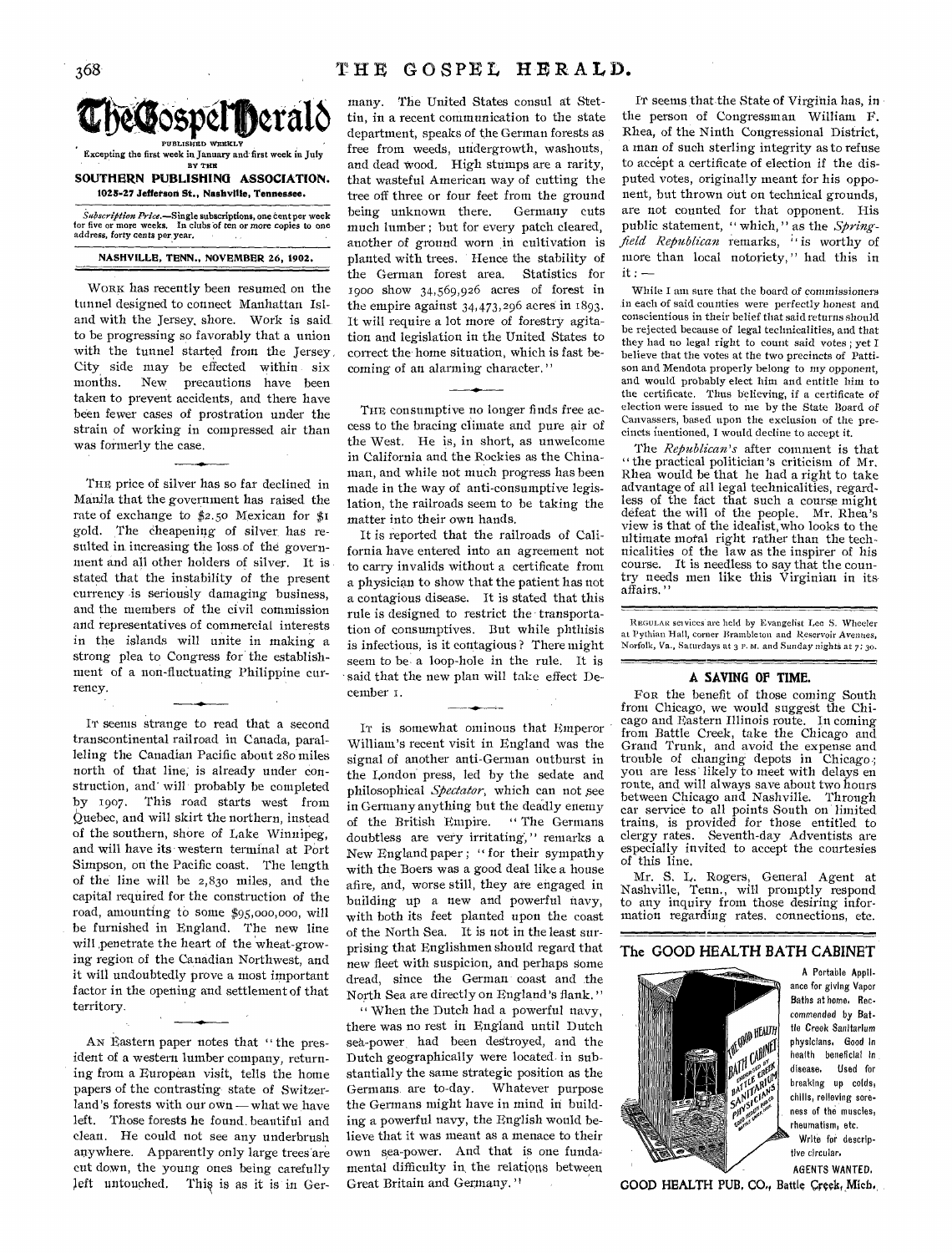# The Gospel Herald

PUBLISHED WEEKLY

Excepting the first week in January and first week in July

BY THE

**SOUTHERN PUBLISHING ASSOCIATION.**

**1025-27 Jefferson St., Nashville, Tennessee.**

*Subscription Price.*—Single subscriptions, one cent per week for five or more weeks. In clubs of ten or more copies to one address, forty cents per year.

**NASHVILLE, TENN., NOVEMBER 26, 1902.**

WORK has recently been resumed on the tunnel designed to connect Manhattan Island with the Jersey shore. Work is said to be progressing so favorably that a union with the tunnel started from the Jersey City side may be effected within six months. New precautions have been taken to prevent accidents, and there have been fewer cases of prostration under the strain of working in compressed air than was formerly the case.

THE price of silver has so far declined in Manila that the government has raised the rate of exchange to $2.50 Mexican for $1 gold. The cheapening of silver has resulted in increasing the loss of the government and all other holders of silver. It is stated that the instability of the present currency is seriously damaging business, and the members of the civil commission and representatives of commercial interests in the islands will unite in making a strong plea to Congress for the establishment of a non-fluctuating Philippine currency.

IT seems strange to read that a second transcontinental railroad in Canada, paralleling the Canadian Pacific about 280 miles north of that line, is already under construction, and will probably be completed by 1907. This road starts west from Quebec, and will skirt the northern, instead of the southern, shore of Lake Winnipeg, and will have its western terminal at Port Simpson, on the Pacific coast. The length of the line will be 2,830 miles, and the capital required for the construction of the road, amounting to some $95,000,000, will be furnished in England. The new line will penetrate the heart of the wheat-growing region of the Canadian Northwest, and it will undoubtedly prove a most important factor in the opening and settlement of that territory.

AN Eastern paper notes that "the president of a western lumber company, returning from a European visit, tells the home papers of the contrasting state of Switzerland's forests with our own — what we have left. Those forests he found beautiful and clean. He could not see any underbrush anywhere. Apparently only large trees are cut down, the young ones being carefully left untouched. This is as it is in Germany. The United States consul at Stettin, in a recent communication to the state department, speaks of the German forests as free from weeds, undergrowth, washouts, and dead wood. High stumps are a rarity, that wasteful American way of cutting the tree off three or four feet from the ground being unknown there. Germany cuts much lumber; but for every patch cleared, another of ground worn in cultivation is planted with trees. Hence the stability of the German forest area. Statistics for 1900 show 34,569,926 acres of forest in the empire against 34,473,296 acres in 1893. It will require a lot more of forestry agitation and legislation in the United States to correct the home situation, which is fast becoming of an alarming character."

THE consumptive no longer finds free access to the bracing climate and pure air of the West. He is, in short, as unwelcome in California and the Rockies as the Chinaman, and while not much progress has been made in the way of anti-consumptive legislation, the railroads seem to be taking the matter into their own hands.

It is reported that the railroads of California have entered into an agreement not to carry invalids without a certificate from a physician to show that the patient has not a contagious disease. It is stated that this rule is designed to restrict the transportation of consumptives. But while phthisis is infectious, is it contagious? There might seem to be a loop-hole in the rule. It is said that the new plan will take effect December 1.

IT is somewhat ominous that Emperor William's recent visit in England was the signal of another anti-German outburst in the London press, led by the sedate and philosophical *Spectator*, which can not see in Germany anything but the deadly enemy of the British Empire. "The Germans doubtless are very irritating," remarks a New England paper; "for their sympathy with the Boers was a good deal like a house afire, and, worse still, they are engaged in building up a new and powerful navy, with both its feet planted upon the coast of the North Sea. It is not in the least surprising that Englishmen should regard that new fleet with suspicion, and perhaps some dread, since the German coast and the North Sea are directly on England's flank."

"When the Dutch had a powerful navy, there was no rest in England until Dutch sea-power had been destroyed, and the Dutch geographically were located in substantially the same strategic position as the Germans are to-day. Whatever purpose the Germans might have in mind in building a powerful navy, the English would believe that it was meant as a menace to their own sea-power. And that is one fundamental difficulty in the relations between Great Britain and Germany."

IT seems that the State of Virginia has, in the person of Congressman William F. Rhea, of the Ninth Congressional District, a man of such sterling integrity as to refuse to accept a certificate of election if the disputed votes, originally meant for his opponent, but thrown out on technical grounds, are not counted for that opponent. His public statement, "which," as the *Springfield Republican* remarks, "is worthy of more than local notoriety," had this in it: —

While I am sure that the board of commissioners in each of said counties were perfectly honest and conscientious in their belief that said returns should be rejected because of legal technicalities, and that they had no legal right to count said votes; yet I believe that the votes at the two precincts of Pattison and Mendota properly belong to my opponent, and would probably elect him and entitle him to the certificate. Thus believing, if a certificate of election were issued to me by the State Board of Canvassers, based upon the exclusion of the precincts mentioned, I would decline to accept it.

The *Republican's* after comment is that "the practical politician's criticism of Mr. Rhea would be that he had a right to take advantage of all legal technicalities, regardless of the fact that such a course might defeat the will of the people. Mr. Rhea's view is that of the idealist, who looks to the ultimate moral right rather than the technicalities of the law as the inspirer of his course. It is needless to say that the country needs men like this Virginian in its affairs."

REGULAR services are held by Evangelist Lee S. Wheeler at Pythian Hall, corner Brambleton and Reservoir Avenues, Norfolk, Va., Saturdays at 3 P. M. and Sunday nights at 7:30.

## A SAVING OF TIME.

FOR the benefit of those coming South from Chicago, we would suggest the Chicago and Eastern Illinois route. In coming from Battle Creek, take the Chicago and Grand Trunk, and avoid the expense and trouble of changing depots in Chicago; you are less likely to meet with delays en route, and will always save about two hours between Chicago and Nashville. Through car service to all points South on limited trains, is provided for those entitled to clergy rates. Seventh-day Adventists are especially invited to accept the courtesies of this line.

Mr. S. L. Rogers, General Agent at Nashville, Tenn., will promptly respond to any inquiry from those desiring information regarding rates, connections, etc.

## The GOOD HEALTH BATH CABINET

A Portable Appliance for giving Vapor Baths at home. Recommended by Battle Creek Sanitarium physicians. Good in health beneficial in disease. Used for breaking up colds, chills, relieving soreness of the muscles, rheumatism, etc.

Write for descriptive circular.

AGENTS WANTED.

GOOD HEALTH PUB. CO., Battle Creek, Mich.